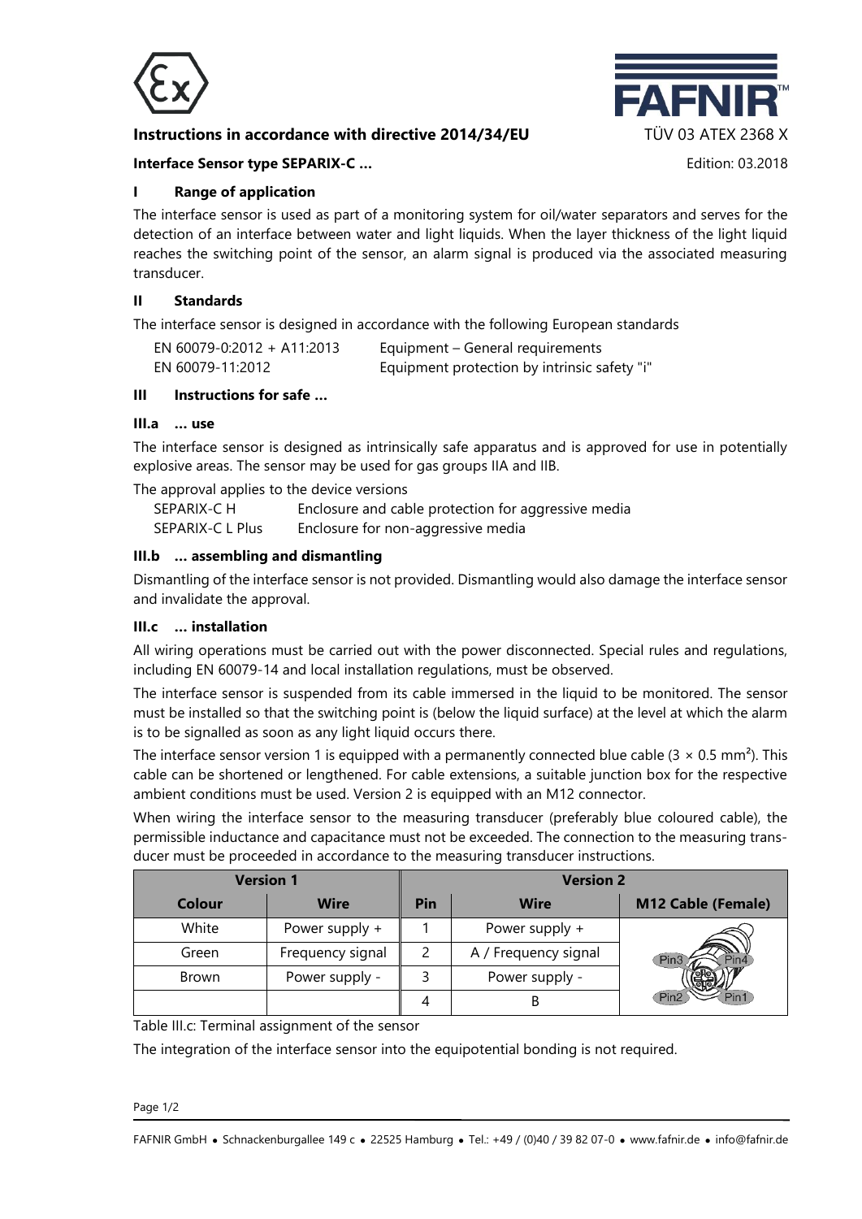**Instructions in accordance with directive 2014/34/EU** TÜV 03 ATEX 2368 X

**Interface Sensor type SEPARIX-C ...** Edition: 03.2018

## I Range of application

The interface sensor is used as part of a monitoring system for oil/water separators and serves for the detection of an interface between water and light liquids. When the layer thickness of the light liquid reaches the switching point of the sensor, an alarm signal is produced via the associated measuring transducer.

## II Standards

The interface sensor is designed in accordance with the following European standards

| | |
|---|---|
| EN 60079-0:2012 + A11:2013 | Equipment – General requirements |
| EN 60079-11:2012 | Equipment protection by intrinsic safety "i" |

## III Instructions for safe ...

### III.a ... use

The interface sensor is designed as intrinsically safe apparatus and is approved for use in potentially explosive areas. The sensor may be used for gas groups IIA and IIB.

The approval applies to the device versions

| | |
|---|---|
| SEPARIX-C H | Enclosure and cable protection for aggressive media |
| SEPARIX-C L Plus | Enclosure for non-aggressive media |

### III.b ... assembling and dismantling

Dismantling of the interface sensor is not provided. Dismantling would also damage the interface sensor and invalidate the approval.

### III.c ... installation

All wiring operations must be carried out with the power disconnected. Special rules and regulations, including EN 60079-14 and local installation regulations, must be observed.

The interface sensor is suspended from its cable immersed in the liquid to be monitored. The sensor must be installed so that the switching point is (below the liquid surface) at the level at which the alarm is to be signalled as soon as any light liquid occurs there.

The interface sensor version 1 is equipped with a permanently connected blue cable ($3 \times 0.5$ mm²). This cable can be shortened or lengthened. For cable extensions, a suitable junction box for the respective ambient conditions must be used. Version 2 is equipped with an M12 connector.

When wiring the interface sensor to the measuring transducer (preferably blue coloured cable), the permissible inductance and capacitance must not be exceeded. The connection to the measuring transducer must be proceeded in accordance to the measuring transducer instructions.

| Version 1 | | Version 2 | | |
|---|---|---|---|---|
| **Colour** | **Wire** | **Pin** | **Wire** | **M12 Cable (Female)** |
| White | Power supply + | 1 | Power supply + | Pin3, Pin4, Pin2, Pin1 |
| Green | Frequency signal | 2 | A / Frequency signal | |
| Brown | Power supply - | 3 | Power supply - | |
| | | 4 | B | |

Table III.c: Terminal assignment of the sensor

The integration of the interface sensor into the equipotential bonding is not required.

FAFNIR GmbH • Schnackenburgallee 149 c • 22525 Hamburg • Tel.: +49 / (0)40 / 39 82 07-0 • www.fafnir.de • info@fafnir.de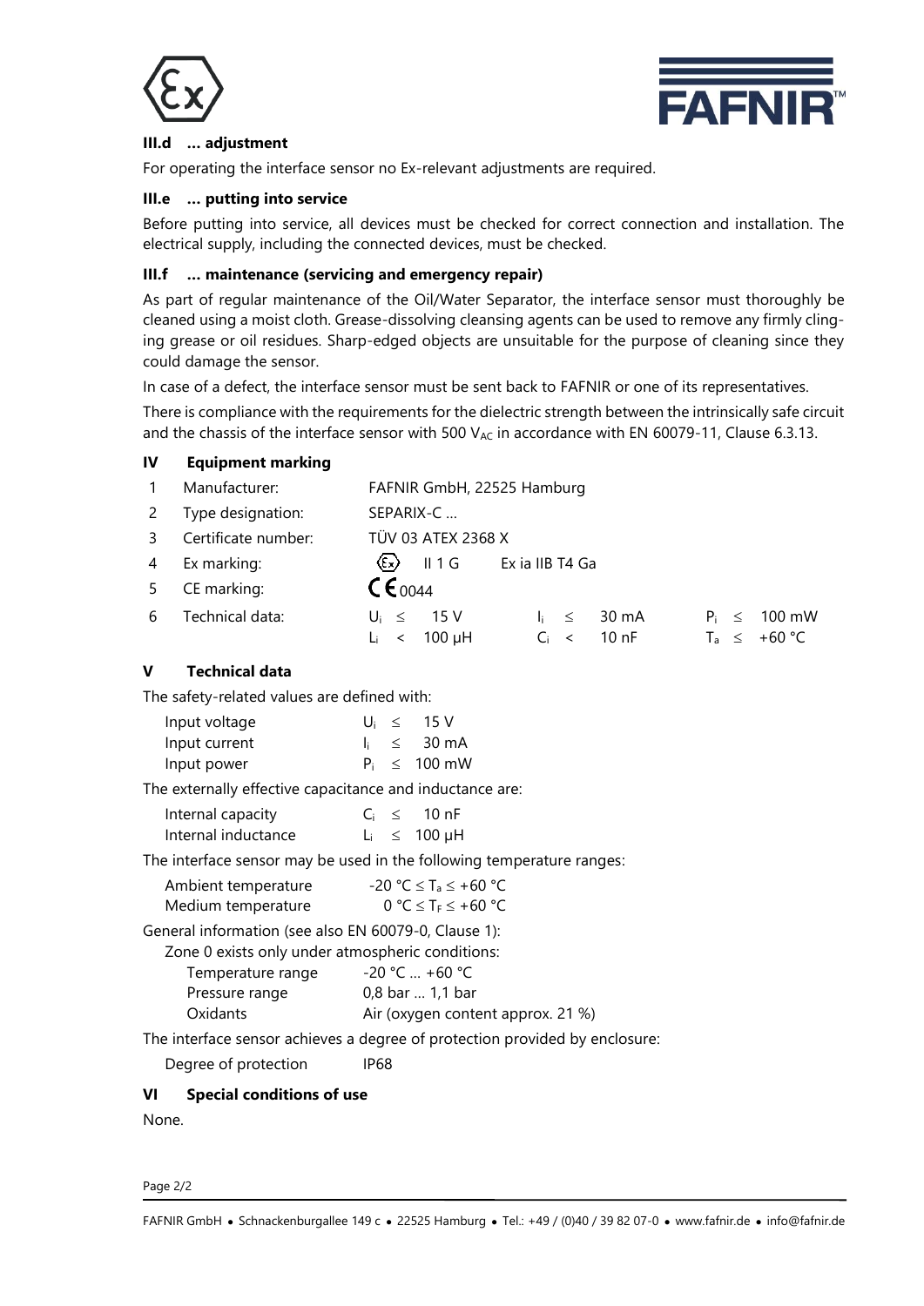### III.d … adjustment

For operating the interface sensor no Ex-relevant adjustments are required.

### III.e … putting into service

Before putting into service, all devices must be checked for correct connection and installation. The electrical supply, including the connected devices, must be checked.

### III.f … maintenance (servicing and emergency repair)

As part of regular maintenance of the Oil/Water Separator, the interface sensor must thoroughly be cleaned using a moist cloth. Grease-dissolving cleansing agents can be used to remove any firmly clinging grease or oil residues. Sharp-edged objects are unsuitable for the purpose of cleaning since they could damage the sensor.

In case of a defect, the interface sensor must be sent back to FAFNIR or one of its representatives.

There is compliance with the requirements for the dielectric strength between the intrinsically safe circuit and the chassis of the interface sensor with 500 $V_{AC}$ in accordance with EN 60079-11, Clause 6.3.13.

## IV Equipment marking

| | | | | |
|---|---|---|---|---|
| 1 | Manufacturer: | FAFNIR GmbH, 22525 Hamburg | | |
| 2 | Type designation: | SEPARIX-C … | | |
| 3 | Certificate number: | TÜV 03 ATEX 2368 X | | |
| 4 | Ex marking: | Ex II 1 G | Ex ia IIB T4 Ga | |
| 5 | CE marking: | CE 0044 | | |
| 6 | Technical data: | $U_i \leq$ 15 V | $I_i \leq$ 30 mA | $P_i \leq$ 100 mW |
| | | $L_i <$ 100 µH | $C_i <$ 10 nF | $T_a \leq$ +60 °C |

## V Technical data

The safety-related values are defined with:

| | |
|---|---|
| Input voltage | $U_i \leq$ 15 V |
| Input current | $I_i \leq$ 30 mA |
| Input power | $P_i \leq$ 100 mW |

The externally effective capacitance and inductance are:

| | |
|---|---|
| Internal capacity | $C_i \leq$ 10 nF |
| Internal inductance | $L_i \leq$ 100 µH |

The interface sensor may be used in the following temperature ranges:

| | |
|---|---|
| Ambient temperature | -20 °C $\leq T_a \leq$ +60 °C |
| Medium temperature | 0 °C $\leq T_F \leq$ +60 °C |

General information (see also EN 60079-0, Clause 1):

Zone 0 exists only under atmospheric conditions:

| | |
|---|---|
| Temperature range | -20 °C … +60 °C |
| Pressure range | 0,8 bar … 1,1 bar |
| Oxidants | Air (oxygen content approx. 21 %) |

The interface sensor achieves a degree of protection provided by enclosure:

| | |
|---|---|
| Degree of protection | IP68 |

## VI Special conditions of use

None.